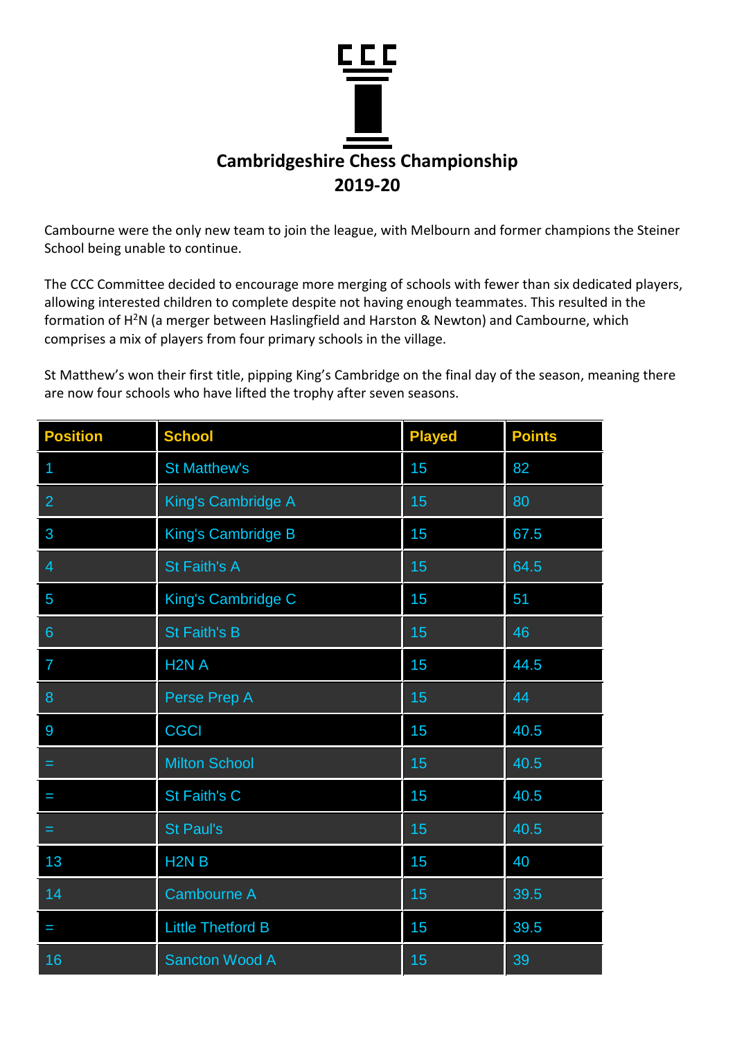# Cambridgeshire Chess Championship 2019-20

Cambourne were the only new team to join the league, with Melbourn and former champions the Steiner School being unable to continue.

The CCC Committee decided to encourage more merging of schools with fewer than six dedicated players, allowing interested children to complete despite not having enough teammates. This resulted in the formation of $H^2N$ (a merger between Haslingfield and Harston & Newton) and Cambourne, which comprises a mix of players from four primary schools in the village.

St Matthew's won their first title, pipping King's Cambridge on the final day of the season, meaning there are now four schools who have lifted the trophy after seven seasons.

| Position | School | Played | Points |
|---|---|---|---|
| 1 | St Matthew's | 15 | 82 |
| 2 | King's Cambridge A | 15 | 80 |
| 3 | King's Cambridge B | 15 | 67.5 |
| 4 | St Faith's A | 15 | 64.5 |
| 5 | King's Cambridge C | 15 | 51 |
| 6 | St Faith's B | 15 | 46 |
| 7 | H2N A | 15 | 44.5 |
| 8 | Perse Prep A | 15 | 44 |
| 9 | CGCI | 15 | 40.5 |
| = | Milton School | 15 | 40.5 |
| = | St Faith's C | 15 | 40.5 |
| = | St Paul's | 15 | 40.5 |
| 13 | H2N B | 15 | 40 |
| 14 | Cambourne A | 15 | 39.5 |
| = | Little Thetford B | 15 | 39.5 |
| 16 | Sancton Wood A | 15 | 39 |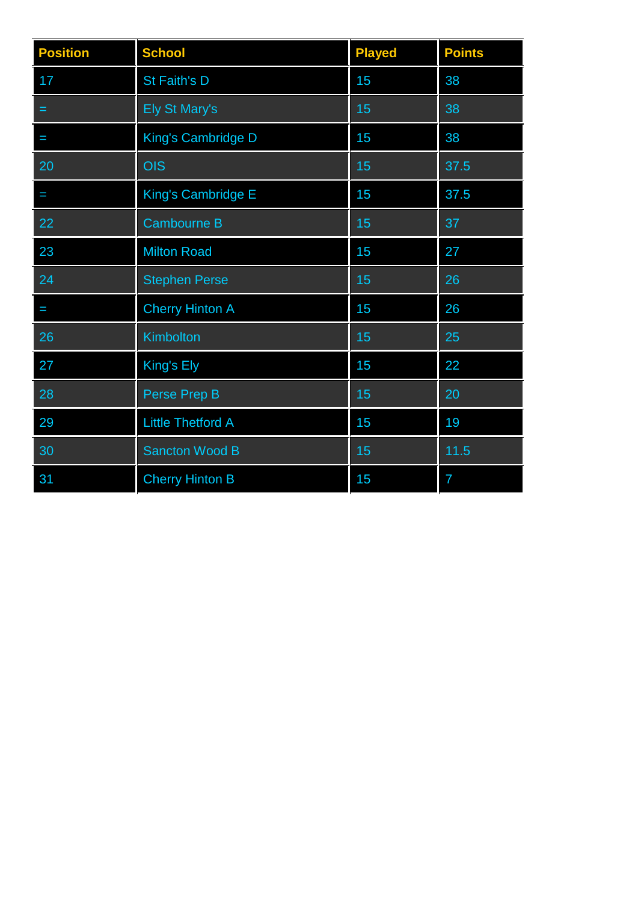| Position | School | Played | Points |
|---|---|---|---|
| 17 | St Faith's D | 15 | 38 |
| = | Ely St Mary's | 15 | 38 |
| = | King's Cambridge D | 15 | 38 |
| 20 | OIS | 15 | 37.5 |
| = | King's Cambridge E | 15 | 37.5 |
| 22 | Cambourne B | 15 | 37 |
| 23 | Milton Road | 15 | 27 |
| 24 | Stephen Perse | 15 | 26 |
| = | Cherry Hinton A | 15 | 26 |
| 26 | Kimbolton | 15 | 25 |
| 27 | King's Ely | 15 | 22 |
| 28 | Perse Prep B | 15 | 20 |
| 29 | Little Thetford A | 15 | 19 |
| 30 | Sancton Wood B | 15 | 11.5 |
| 31 | Cherry Hinton B | 15 | 7 |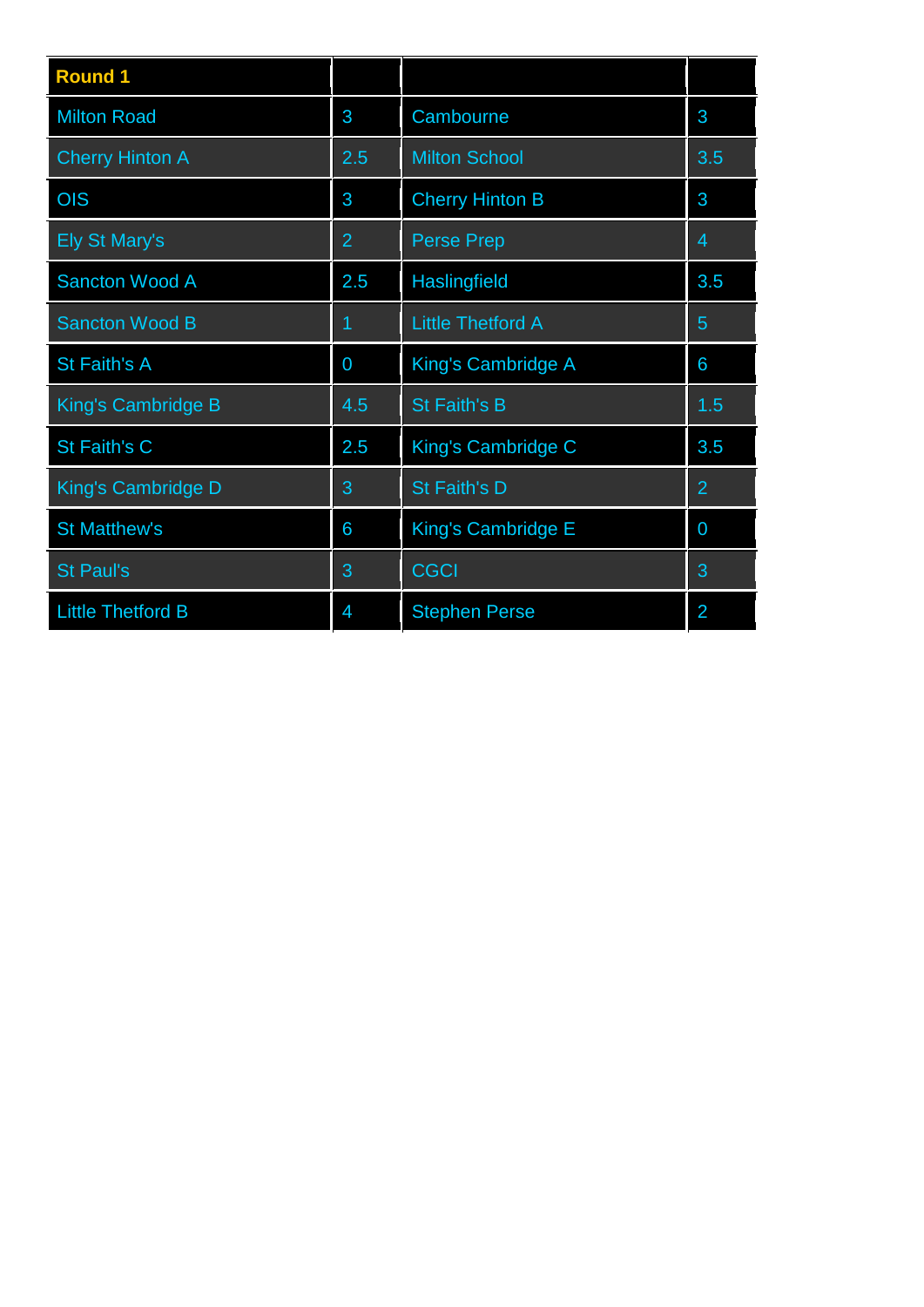| Round 1 | | | |
|---|---|---|---|
| Milton Road | 3 | Cambourne | 3 |
| Cherry Hinton A | 2.5 | Milton School | 3.5 |
| OIS | 3 | Cherry Hinton B | 3 |
| Ely St Mary's | 2 | Perse Prep | 4 |
| Sancton Wood A | 2.5 | Haslingfield | 3.5 |
| Sancton Wood B | 1 | Little Thetford A | 5 |
| St Faith's A | 0 | King's Cambridge A | 6 |
| King's Cambridge B | 4.5 | St Faith's B | 1.5 |
| St Faith's C | 2.5 | King's Cambridge C | 3.5 |
| King's Cambridge D | 3 | St Faith's D | 2 |
| St Matthew's | 6 | King's Cambridge E | 0 |
| St Paul's | 3 | CGCI | 3 |
| Little Thetford B | 4 | Stephen Perse | 2 |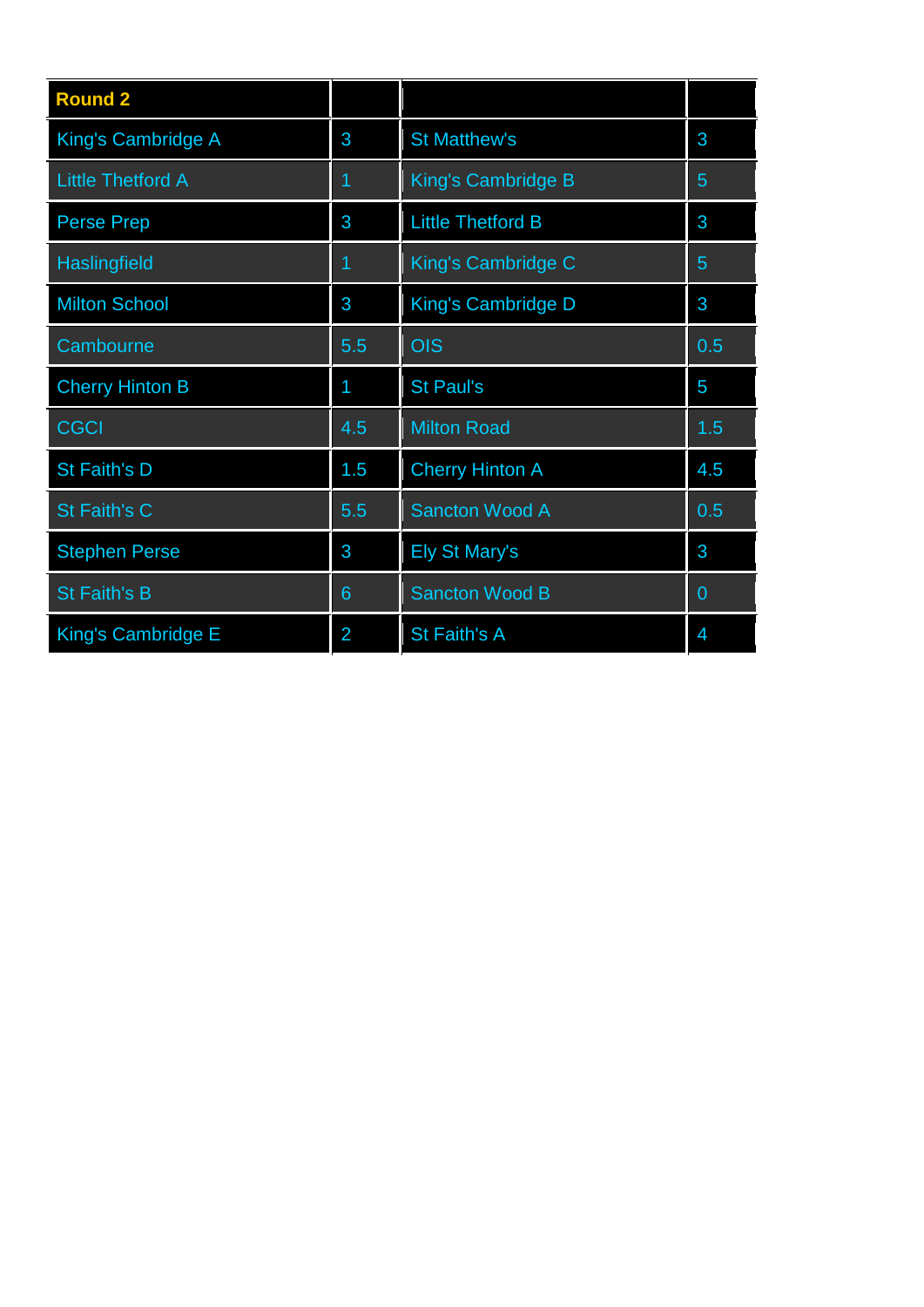| Round 2 | | | |
| --- | --- | --- | --- |
| King's Cambridge A | 3 | St Matthew's | 3 |
| Little Thetford A | 1 | King's Cambridge B | 5 |
| Perse Prep | 3 | Little Thetford B | 3 |
| Haslingfield | 1 | King's Cambridge C | 5 |
| Milton School | 3 | King's Cambridge D | 3 |
| Cambourne | 5.5 | OIS | 0.5 |
| Cherry Hinton B | 1 | St Paul's | 5 |
| CGCI | 4.5 | Milton Road | 1.5 |
| St Faith's D | 1.5 | Cherry Hinton A | 4.5 |
| St Faith's C | 5.5 | Sancton Wood A | 0.5 |
| Stephen Perse | 3 | Ely St Mary's | 3 |
| St Faith's B | 6 | Sancton Wood B | 0 |
| King's Cambridge E | 2 | St Faith's A | 4 |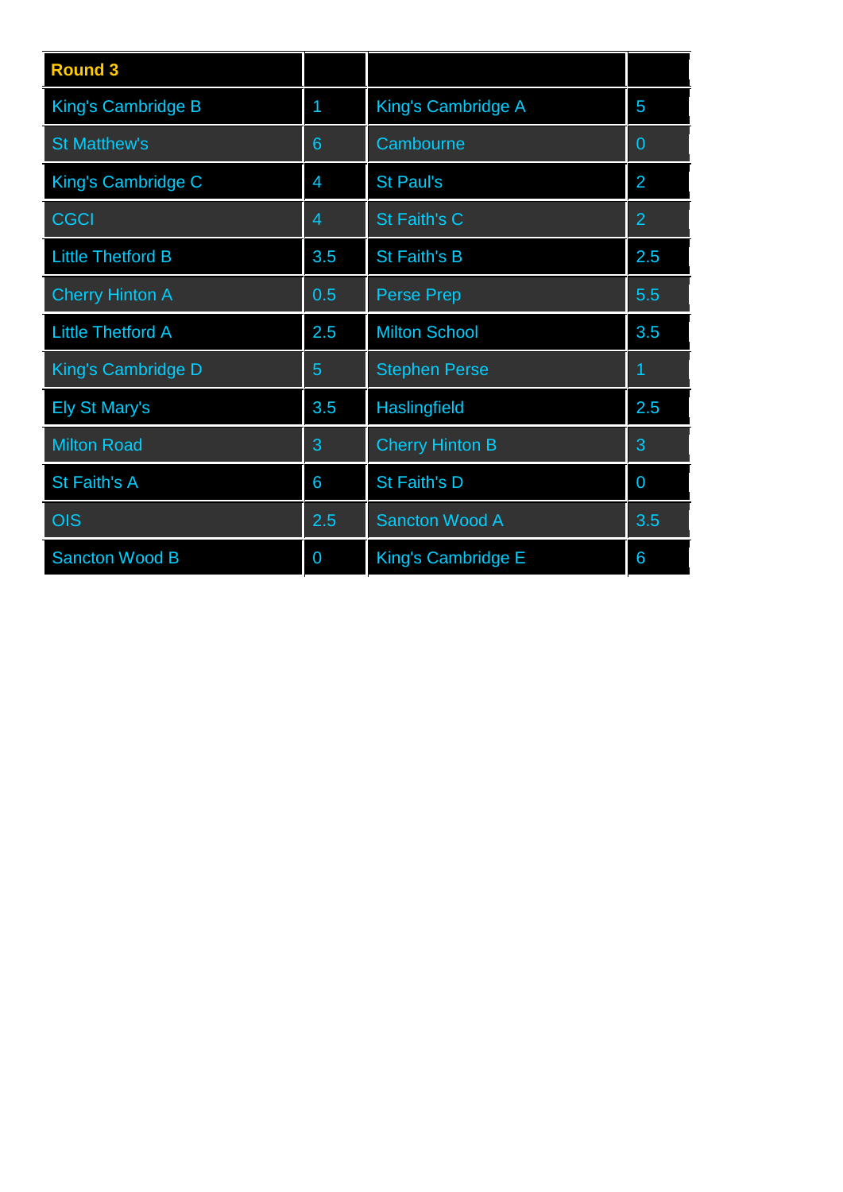| Round 3 | | | |
|---|---|---|---|
| King's Cambridge B | 1 | King's Cambridge A | 5 |
| St Matthew's | 6 | Cambourne | 0 |
| King's Cambridge C | 4 | St Paul's | 2 |
| CGCI | 4 | St Faith's C | 2 |
| Little Thetford B | 3.5 | St Faith's B | 2.5 |
| Cherry Hinton A | 0.5 | Perse Prep | 5.5 |
| Little Thetford A | 2.5 | Milton School | 3.5 |
| King's Cambridge D | 5 | Stephen Perse | 1 |
| Ely St Mary's | 3.5 | Haslingfield | 2.5 |
| Milton Road | 3 | Cherry Hinton B | 3 |
| St Faith's A | 6 | St Faith's D | 0 |
| OIS | 2.5 | Sancton Wood A | 3.5 |
| Sancton Wood B | 0 | King's Cambridge E | 6 |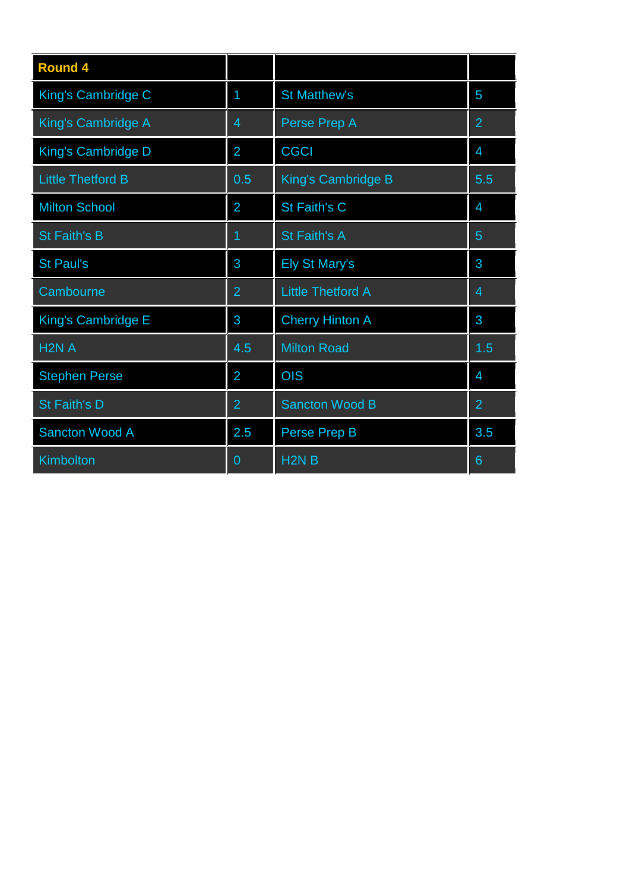| Round 4 | | | |
|---|---|---|---|
| King's Cambridge C | 1 | St Matthew's | 5 |
| King's Cambridge A | 4 | Perse Prep A | 2 |
| King's Cambridge D | 2 | CGCI | 4 |
| Little Thetford B | 0.5 | King's Cambridge B | 5.5 |
| Milton School | 2 | St Faith's C | 4 |
| St Faith's B | 1 | St Faith's A | 5 |
| St Paul's | 3 | Ely St Mary's | 3 |
| Cambourne | 2 | Little Thetford A | 4 |
| King's Cambridge E | 3 | Cherry Hinton A | 3 |
| H2N A | 4.5 | Milton Road | 1.5 |
| Stephen Perse | 2 | OIS | 4 |
| St Faith's D | 2 | Sancton Wood B | 2 |
| Sancton Wood A | 2.5 | Perse Prep B | 3.5 |
| Kimbolton | 0 | H2N B | 6 |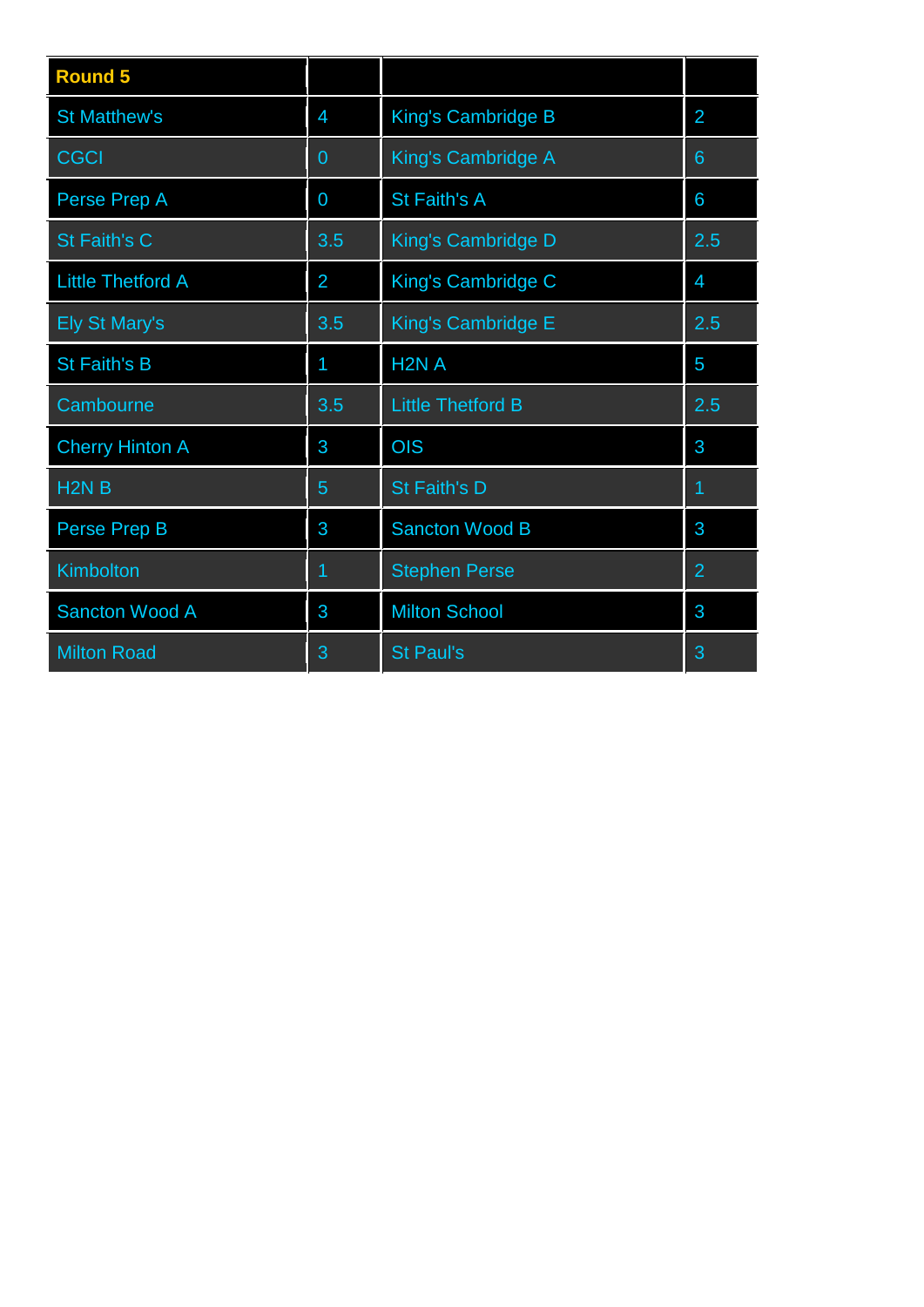| Round 5 | | | |
|---|---|---|---|
| St Matthew's | 4 | King's Cambridge B | 2 |
| CGCI | 0 | King's Cambridge A | 6 |
| Perse Prep A | 0 | St Faith's A | 6 |
| St Faith's C | 3.5 | King's Cambridge D | 2.5 |
| Little Thetford A | 2 | King's Cambridge C | 4 |
| Ely St Mary's | 3.5 | King's Cambridge E | 2.5 |
| St Faith's B | 1 | H2N A | 5 |
| Cambourne | 3.5 | Little Thetford B | 2.5 |
| Cherry Hinton A | 3 | OIS | 3 |
| H2N B | 5 | St Faith's D | 1 |
| Perse Prep B | 3 | Sancton Wood B | 3 |
| Kimbolton | 1 | Stephen Perse | 2 |
| Sancton Wood A | 3 | Milton School | 3 |
| Milton Road | 3 | St Paul's | 3 |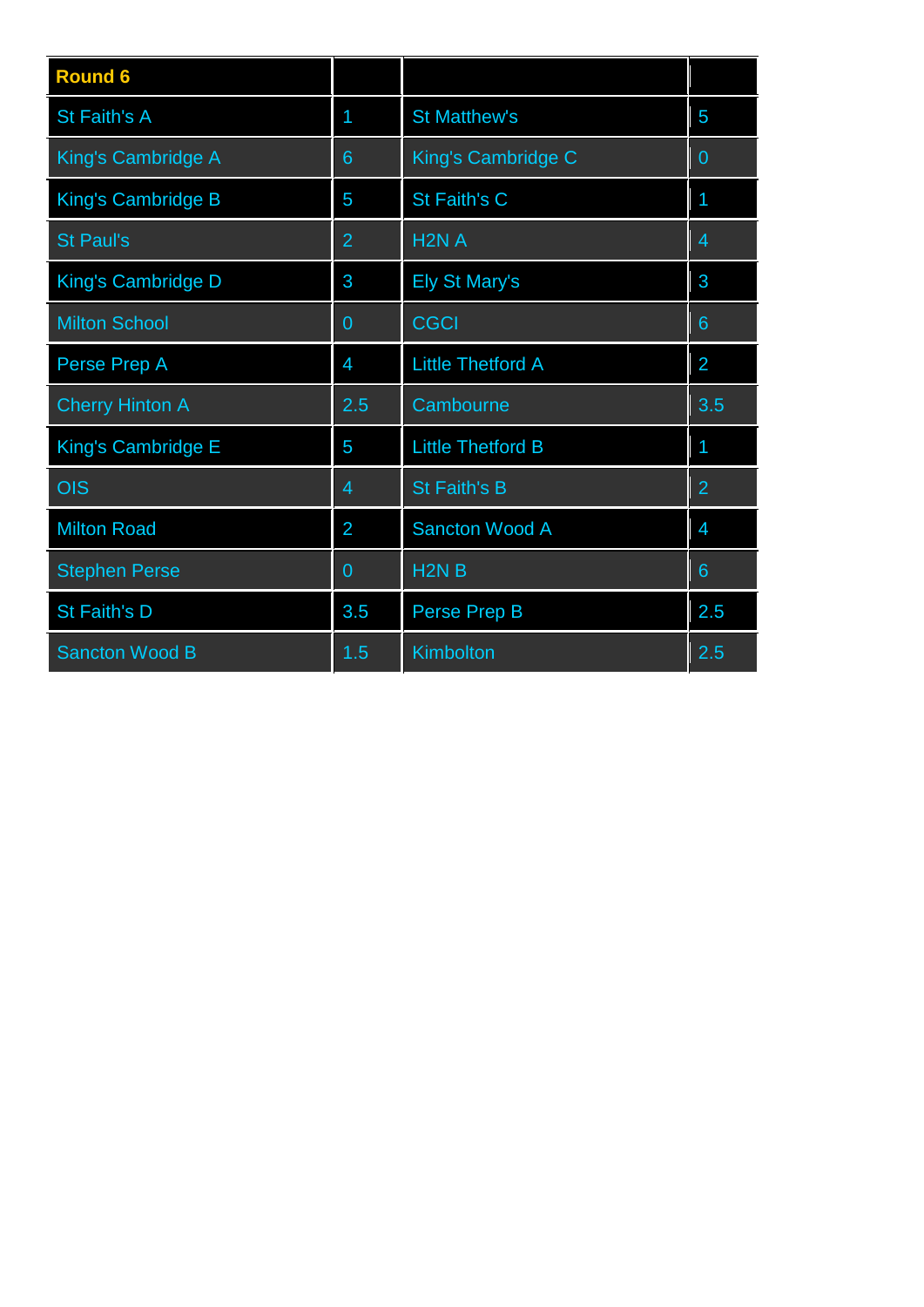| Round 6 | | | |
|---|---|---|---|
| St Faith's A | 1 | St Matthew's | 5 |
| King's Cambridge A | 6 | King's Cambridge C | 0 |
| King's Cambridge B | 5 | St Faith's C | 1 |
| St Paul's | 2 | H2N A | 4 |
| King's Cambridge D | 3 | Ely St Mary's | 3 |
| Milton School | 0 | CGCI | 6 |
| Perse Prep A | 4 | Little Thetford A | 2 |
| Cherry Hinton A | 2.5 | Cambourne | 3.5 |
| King's Cambridge E | 5 | Little Thetford B | 1 |
| OIS | 4 | St Faith's B | 2 |
| Milton Road | 2 | Sancton Wood A | 4 |
| Stephen Perse | 0 | H2N B | 6 |
| St Faith's D | 3.5 | Perse Prep B | 2.5 |
| Sancton Wood B | 1.5 | Kimbolton | 2.5 |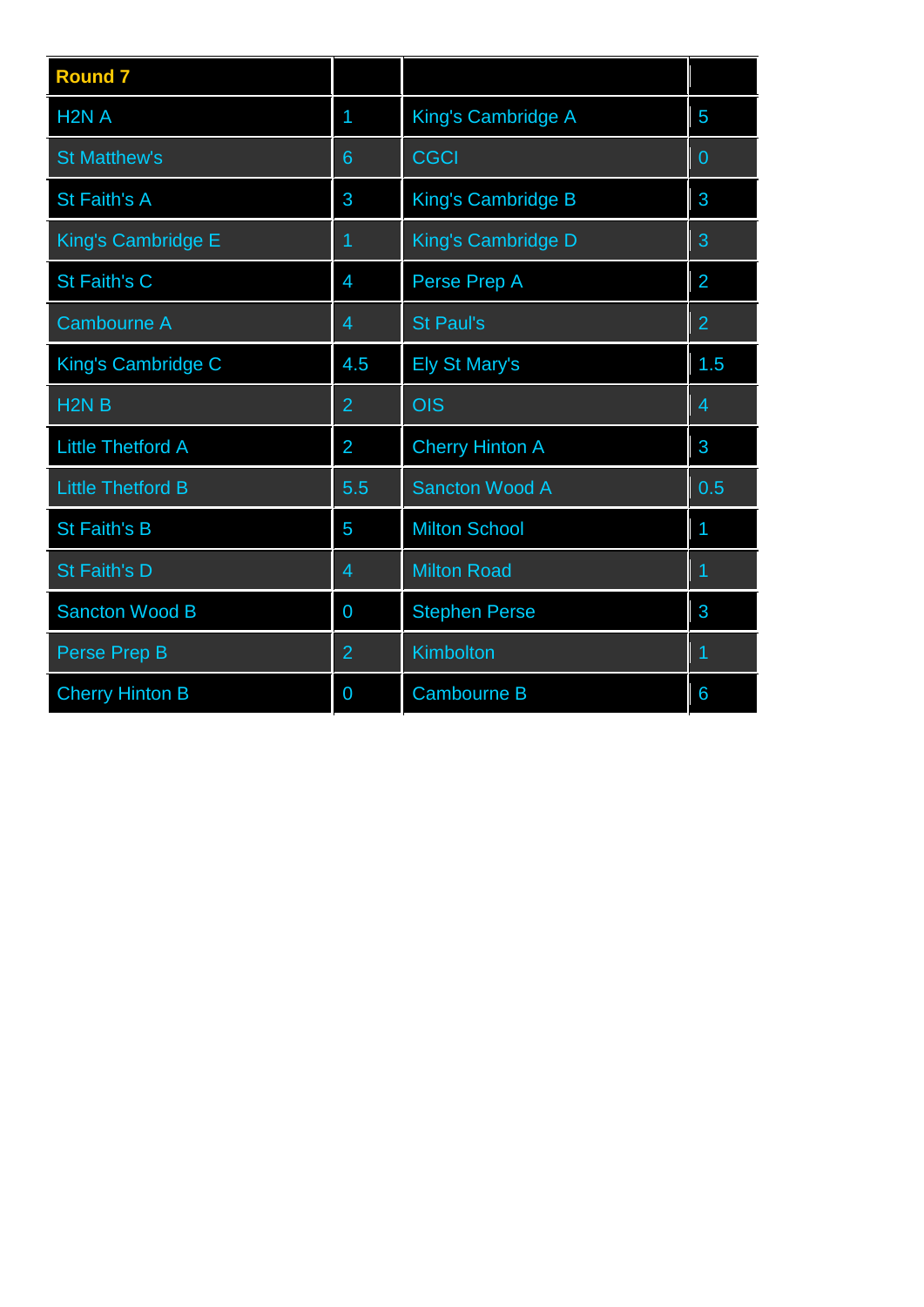| Round 7 | | | |
|---|---|---|---|
| H2N A | 1 | King's Cambridge A | 5 |
| St Matthew's | 6 | CGCI | 0 |
| St Faith's A | 3 | King's Cambridge B | 3 |
| King's Cambridge E | 1 | King's Cambridge D | 3 |
| St Faith's C | 4 | Perse Prep A | 2 |
| Cambourne A | 4 | St Paul's | 2 |
| King's Cambridge C | 4.5 | Ely St Mary's | 1.5 |
| H2N B | 2 | OIS | 4 |
| Little Thetford A | 2 | Cherry Hinton A | 3 |
| Little Thetford B | 5.5 | Sancton Wood A | 0.5 |
| St Faith's B | 5 | Milton School | 1 |
| St Faith's D | 4 | Milton Road | 1 |
| Sancton Wood B | 0 | Stephen Perse | 3 |
| Perse Prep B | 2 | Kimbolton | 1 |
| Cherry Hinton B | 0 | Cambourne B | 6 |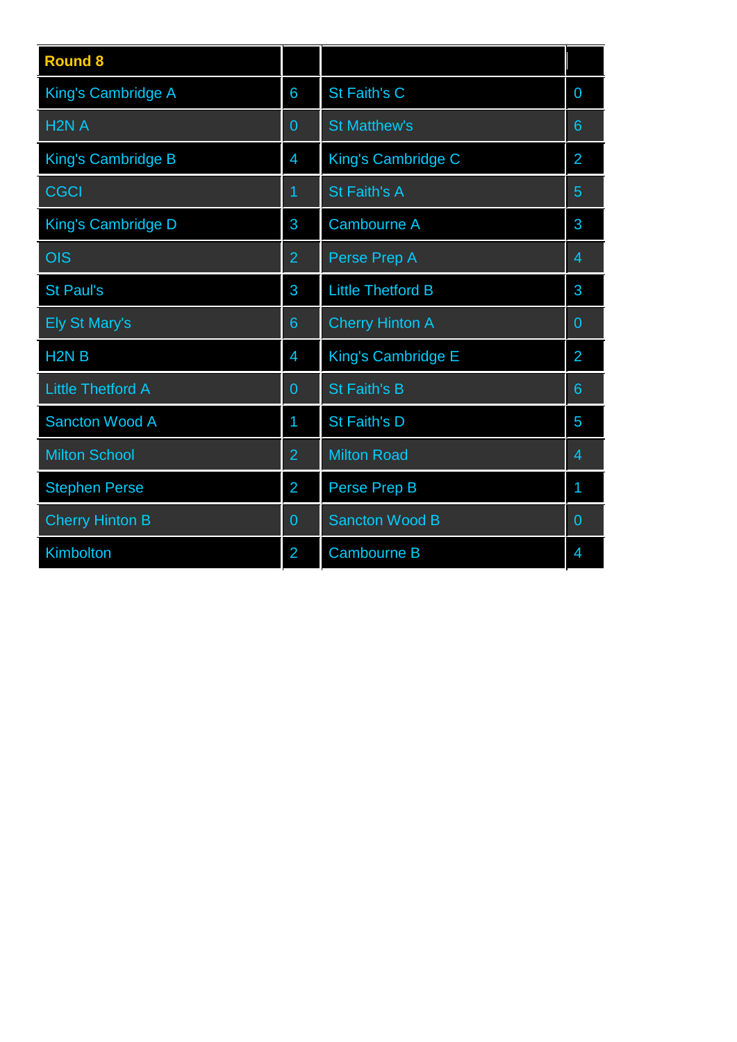| Round 8 | | | |
|---|---|---|---|
| King's Cambridge A | 6 | St Faith's C | 0 |
| H2N A | 0 | St Matthew's | 6 |
| King's Cambridge B | 4 | King's Cambridge C | 2 |
| CGCI | 1 | St Faith's A | 5 |
| King's Cambridge D | 3 | Cambourne A | 3 |
| OIS | 2 | Perse Prep A | 4 |
| St Paul's | 3 | Little Thetford B | 3 |
| Ely St Mary's | 6 | Cherry Hinton A | 0 |
| H2N B | 4 | King's Cambridge E | 2 |
| Little Thetford A | 0 | St Faith's B | 6 |
| Sancton Wood A | 1 | St Faith's D | 5 |
| Milton School | 2 | Milton Road | 4 |
| Stephen Perse | 2 | Perse Prep B | 1 |
| Cherry Hinton B | 0 | Sancton Wood B | 0 |
| Kimbolton | 2 | Cambourne B | 4 |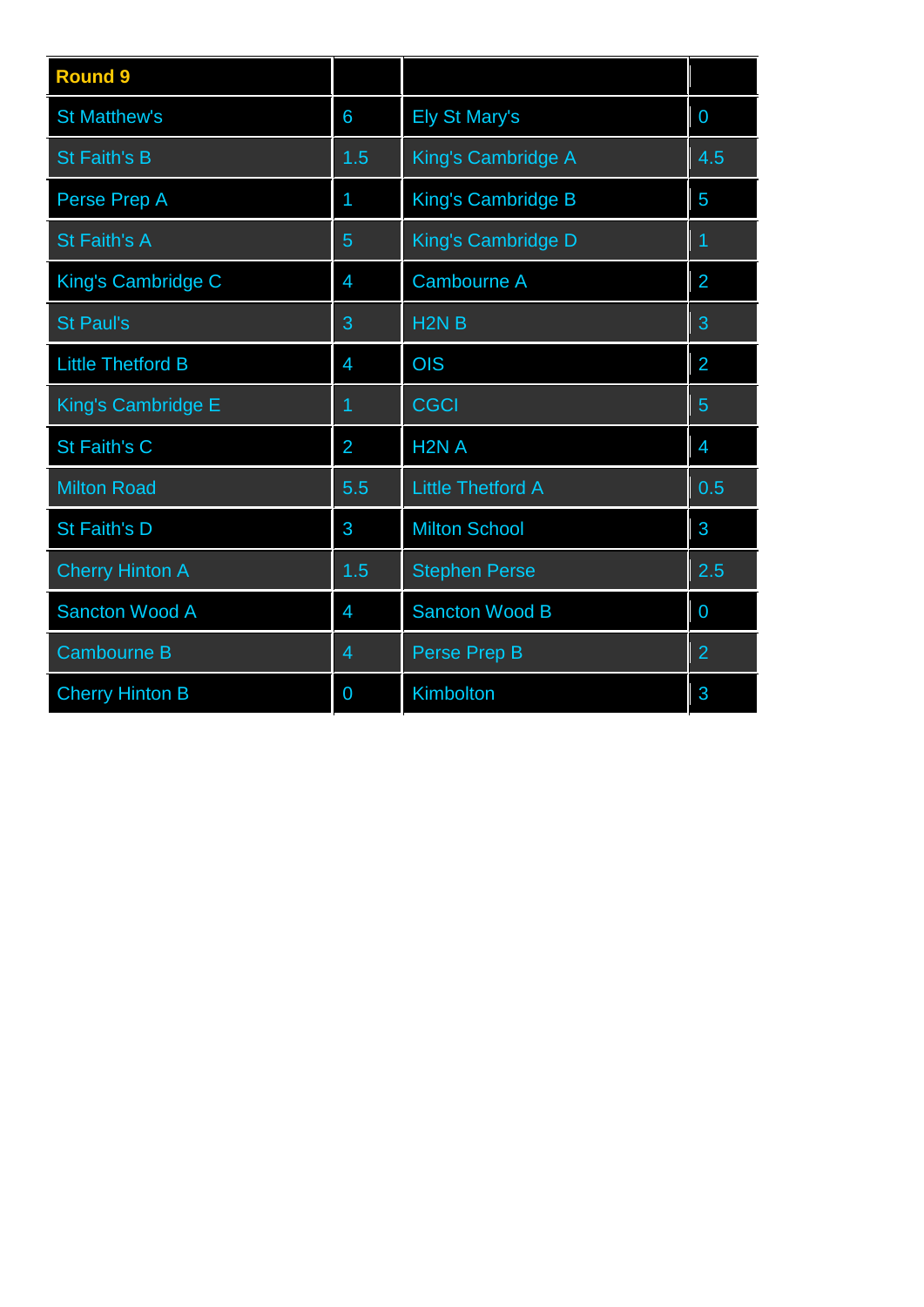| Round 9 | | | |
|---|---|---|---|
| St Matthew's | 6 | Ely St Mary's | 0 |
| St Faith's B | 1.5 | King's Cambridge A | 4.5 |
| Perse Prep A | 1 | King's Cambridge B | 5 |
| St Faith's A | 5 | King's Cambridge D | 1 |
| King's Cambridge C | 4 | Cambourne A | 2 |
| St Paul's | 3 | H2N B | 3 |
| Little Thetford B | 4 | OIS | 2 |
| King's Cambridge E | 1 | CGCI | 5 |
| St Faith's C | 2 | H2N A | 4 |
| Milton Road | 5.5 | Little Thetford A | 0.5 |
| St Faith's D | 3 | Milton School | 3 |
| Cherry Hinton A | 1.5 | Stephen Perse | 2.5 |
| Sancton Wood A | 4 | Sancton Wood B | 0 |
| Cambourne B | 4 | Perse Prep B | 2 |
| Cherry Hinton B | 0 | Kimbolton | 3 |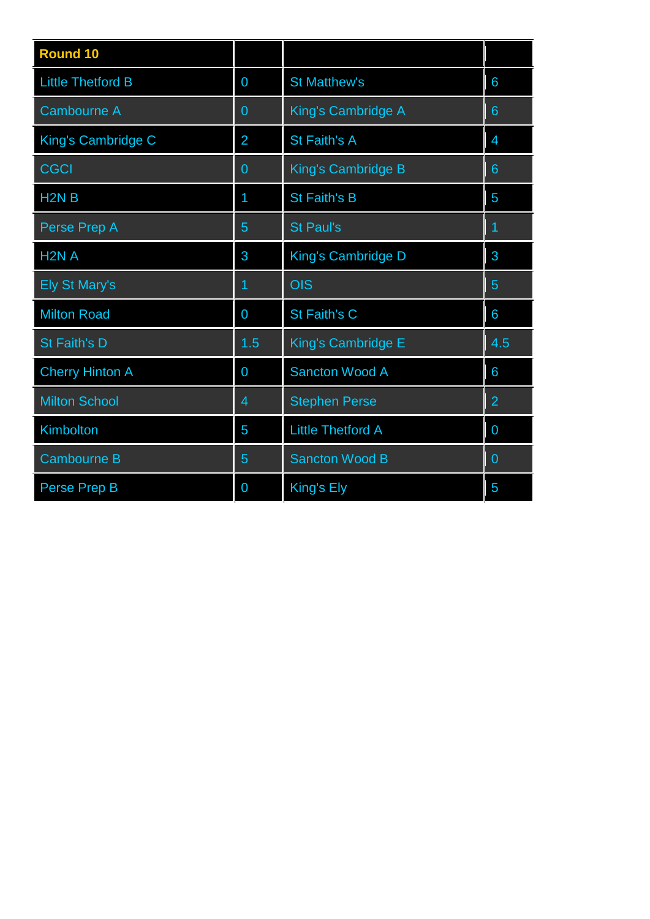| Round 10 | | | |
|---|---|---|---|
| Little Thetford B | 0 | St Matthew's | 6 |
| Cambourne A | 0 | King's Cambridge A | 6 |
| King's Cambridge C | 2 | St Faith's A | 4 |
| CGCI | 0 | King's Cambridge B | 6 |
| H2N B | 1 | St Faith's B | 5 |
| Perse Prep A | 5 | St Paul's | 1 |
| H2N A | 3 | King's Cambridge D | 3 |
| Ely St Mary's | 1 | OIS | 5 |
| Milton Road | 0 | St Faith's C | 6 |
| St Faith's D | 1.5 | King's Cambridge E | 4.5 |
| Cherry Hinton A | 0 | Sancton Wood A | 6 |
| Milton School | 4 | Stephen Perse | 2 |
| Kimbolton | 5 | Little Thetford A | 0 |
| Cambourne B | 5 | Sancton Wood B | 0 |
| Perse Prep B | 0 | King's Ely | 5 |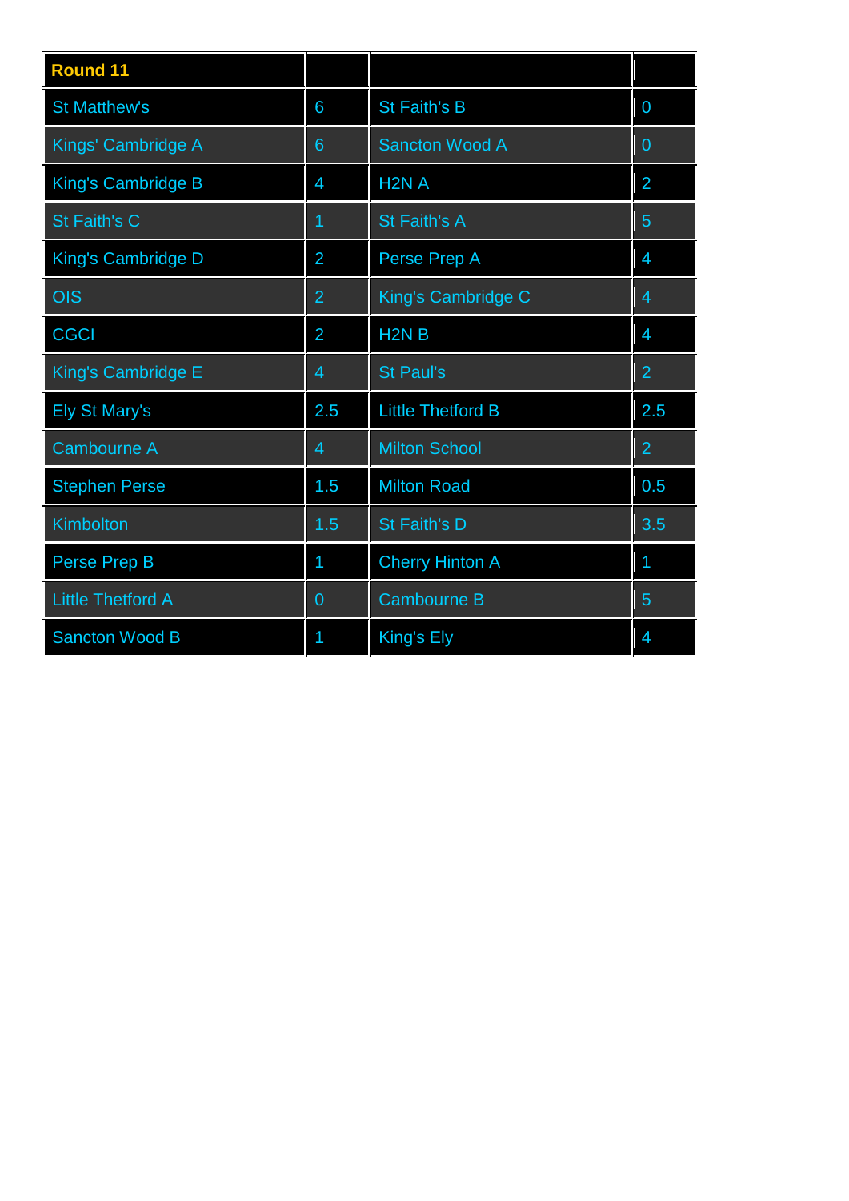| Round 11 | | | |
|---|---|---|---|
| St Matthew's | 6 | St Faith's B | 0 |
| Kings' Cambridge A | 6 | Sancton Wood A | 0 |
| King's Cambridge B | 4 | H2N A | 2 |
| St Faith's C | 1 | St Faith's A | 5 |
| King's Cambridge D | 2 | Perse Prep A | 4 |
| OIS | 2 | King's Cambridge C | 4 |
| CGCI | 2 | H2N B | 4 |
| King's Cambridge E | 4 | St Paul's | 2 |
| Ely St Mary's | 2.5 | Little Thetford B | 2.5 |
| Cambourne A | 4 | Milton School | 2 |
| Stephen Perse | 1.5 | Milton Road | 0.5 |
| Kimbolton | 1.5 | St Faith's D | 3.5 |
| Perse Prep B | 1 | Cherry Hinton A | 1 |
| Little Thetford A | 0 | Cambourne B | 5 |
| Sancton Wood B | 1 | King's Ely | 4 |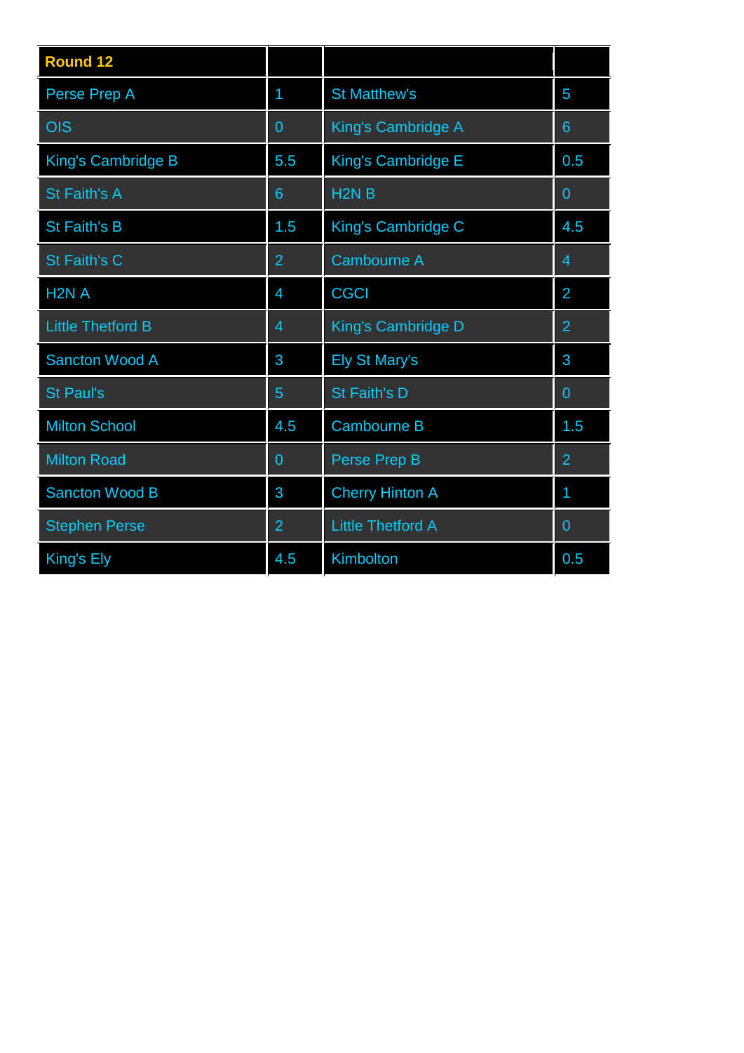| Round 12 | | | |
|---|---|---|---|
| Perse Prep A | 1 | St Matthew's | 5 |
| OIS | 0 | King's Cambridge A | 6 |
| King's Cambridge B | 5.5 | King's Cambridge E | 0.5 |
| St Faith's A | 6 | H2N B | 0 |
| St Faith's B | 1.5 | King's Cambridge C | 4.5 |
| St Faith's C | 2 | Cambourne A | 4 |
| H2N A | 4 | CGCI | 2 |
| Little Thetford B | 4 | King's Cambridge D | 2 |
| Sancton Wood A | 3 | Ely St Mary's | 3 |
| St Paul's | 5 | St Faith's D | 0 |
| Milton School | 4.5 | Cambourne B | 1.5 |
| Milton Road | 0 | Perse Prep B | 2 |
| Sancton Wood B | 3 | Cherry Hinton A | 1 |
| Stephen Perse | 2 | Little Thetford A | 0 |
| King's Ely | 4.5 | Kimbolton | 0.5 |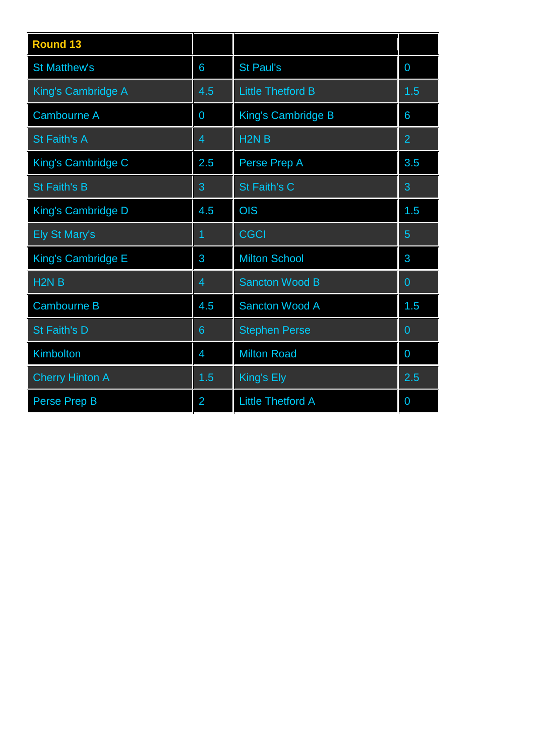| Round 13 | | | |
|---|---|---|---|
| St Matthew's | 6 | St Paul's | 0 |
| King's Cambridge A | 4.5 | Little Thetford B | 1.5 |
| Cambourne A | 0 | King's Cambridge B | 6 |
| St Faith's A | 4 | H2N B | 2 |
| King's Cambridge C | 2.5 | Perse Prep A | 3.5 |
| St Faith's B | 3 | St Faith's C | 3 |
| King's Cambridge D | 4.5 | OIS | 1.5 |
| Ely St Mary's | 1 | CGCI | 5 |
| King's Cambridge E | 3 | Milton School | 3 |
| H2N B | 4 | Sancton Wood B | 0 |
| Cambourne B | 4.5 | Sancton Wood A | 1.5 |
| St Faith's D | 6 | Stephen Perse | 0 |
| Kimbolton | 4 | Milton Road | 0 |
| Cherry Hinton A | 1.5 | King's Ely | 2.5 |
| Perse Prep B | 2 | Little Thetford A | 0 |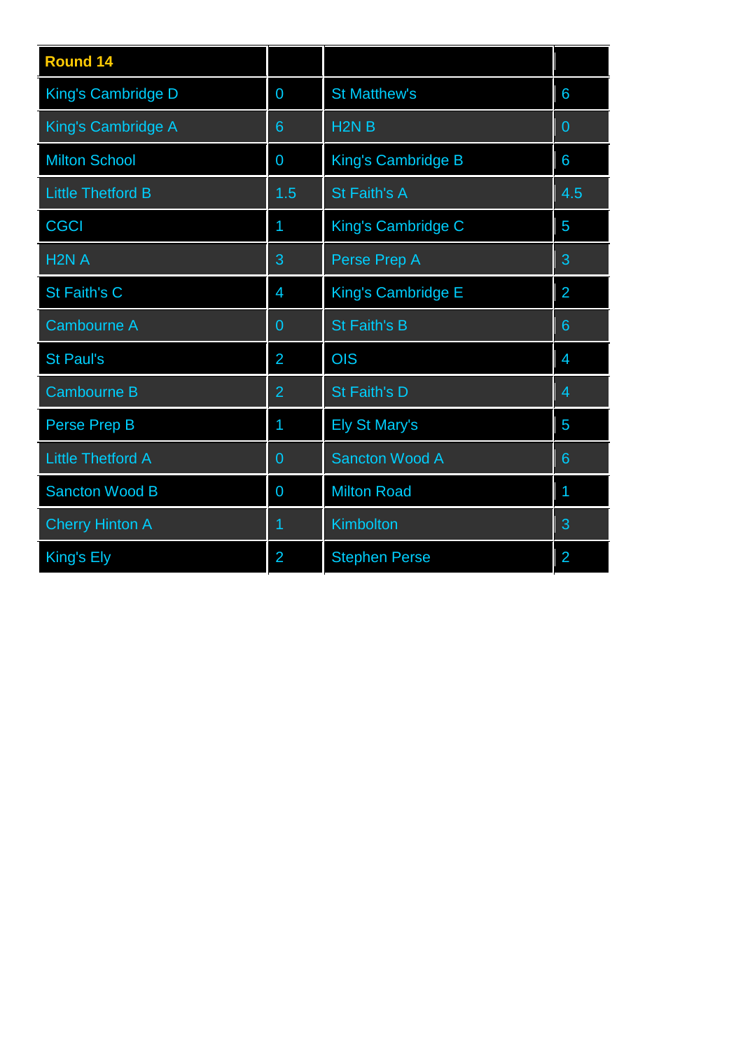| Round 14 | | | |
|---|---|---|---|
| King's Cambridge D | 0 | St Matthew's | 6 |
| King's Cambridge A | 6 | H2N B | 0 |
| Milton School | 0 | King's Cambridge B | 6 |
| Little Thetford B | 1.5 | St Faith's A | 4.5 |
| CGCI | 1 | King's Cambridge C | 5 |
| H2N A | 3 | Perse Prep A | 3 |
| St Faith's C | 4 | King's Cambridge E | 2 |
| Cambourne A | 0 | St Faith's B | 6 |
| St Paul's | 2 | OIS | 4 |
| Cambourne B | 2 | St Faith's D | 4 |
| Perse Prep B | 1 | Ely St Mary's | 5 |
| Little Thetford A | 0 | Sancton Wood A | 6 |
| Sancton Wood B | 0 | Milton Road | 1 |
| Cherry Hinton A | 1 | Kimbolton | 3 |
| King's Ely | 2 | Stephen Perse | 2 |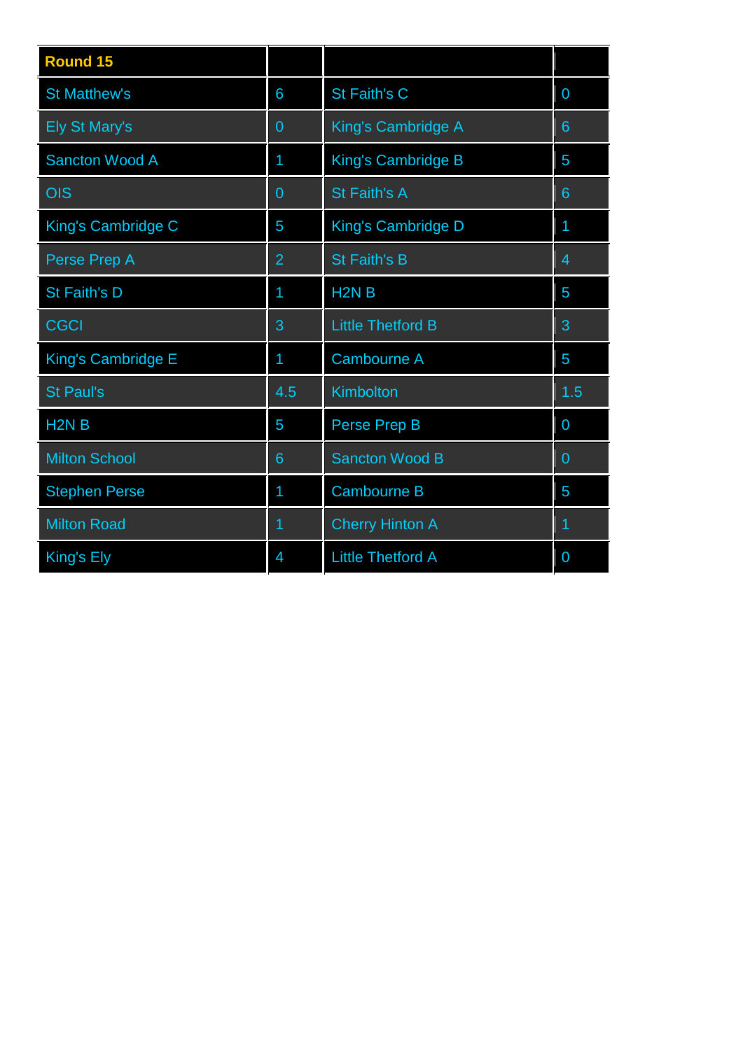| Round 15 | | | |
| --- | --- | --- | --- |
| St Matthew's | 6 | St Faith's C | 0 |
| Ely St Mary's | 0 | King's Cambridge A | 6 |
| Sancton Wood A | 1 | King's Cambridge B | 5 |
| OIS | 0 | St Faith's A | 6 |
| King's Cambridge C | 5 | King's Cambridge D | 1 |
| Perse Prep A | 2 | St Faith's B | 4 |
| St Faith's D | 1 | H2N B | 5 |
| CGCI | 3 | Little Thetford B | 3 |
| King's Cambridge E | 1 | Cambourne A | 5 |
| St Paul's | 4.5 | Kimbolton | 1.5 |
| H2N B | 5 | Perse Prep B | 0 |
| Milton School | 6 | Sancton Wood B | 0 |
| Stephen Perse | 1 | Cambourne B | 5 |
| Milton Road | 1 | Cherry Hinton A | 1 |
| King's Ely | 4 | Little Thetford A | 0 |